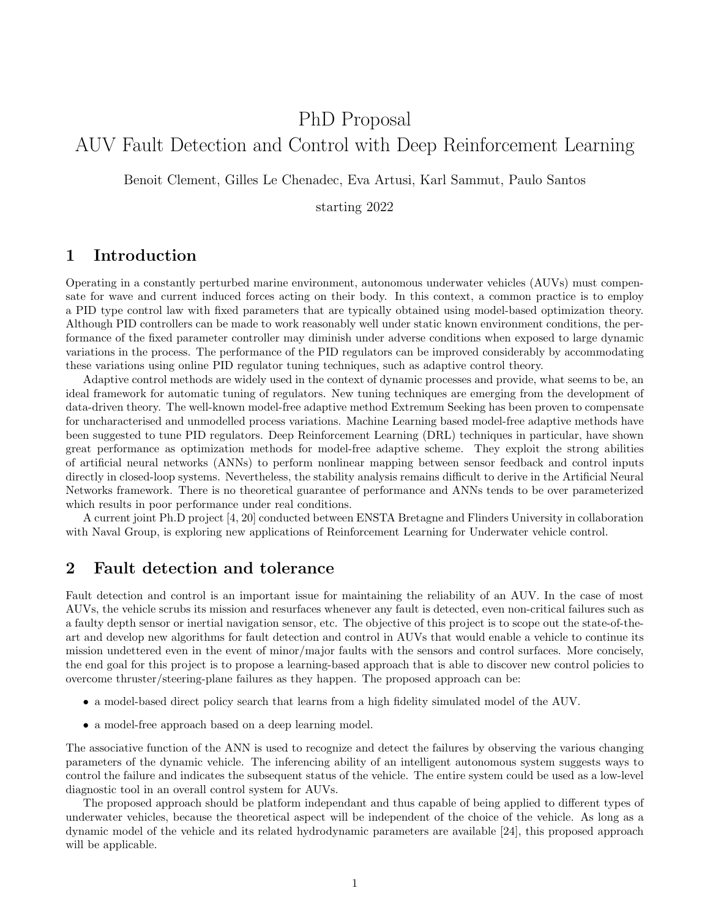# PhD Proposal
# AUV Fault Detection and Control with Deep Reinforcement Learning

Benoit Clement, Gilles Le Chenadec, Eva Artusi, Karl Sammut, Paulo Santos

starting 2022

## 1 Introduction

Operating in a constantly perturbed marine environment, autonomous underwater vehicles (AUVs) must compensate for wave and current induced forces acting on their body. In this context, a common practice is to employ a PID type control law with fixed parameters that are typically obtained using model-based optimization theory. Although PID controllers can be made to work reasonably well under static known environment conditions, the performance of the fixed parameter controller may diminish under adverse conditions when exposed to large dynamic variations in the process. The performance of the PID regulators can be improved considerably by accommodating these variations using online PID regulator tuning techniques, such as adaptive control theory.

Adaptive control methods are widely used in the context of dynamic processes and provide, what seems to be, an ideal framework for automatic tuning of regulators. New tuning techniques are emerging from the development of data-driven theory. The well-known model-free adaptive method Extremum Seeking has been proven to compensate for uncharacterised and unmodelled process variations. Machine Learning based model-free adaptive methods have been suggested to tune PID regulators. Deep Reinforcement Learning (DRL) techniques in particular, have shown great performance as optimization methods for model-free adaptive scheme. They exploit the strong abilities of artificial neural networks (ANNs) to perform nonlinear mapping between sensor feedback and control inputs directly in closed-loop systems. Nevertheless, the stability analysis remains difficult to derive in the Artificial Neural Networks framework. There is no theoretical guarantee of performance and ANNs tends to be over parameterized which results in poor performance under real conditions.

A current joint Ph.D project [4, 20] conducted between ENSTA Bretagne and Flinders University in collaboration with Naval Group, is exploring new applications of Reinforcement Learning for Underwater vehicle control.

## 2 Fault detection and tolerance

Fault detection and control is an important issue for maintaining the reliability of an AUV. In the case of most AUVs, the vehicle scrubs its mission and resurfaces whenever any fault is detected, even non-critical failures such as a faulty depth sensor or inertial navigation sensor, etc. The objective of this project is to scope out the state-of-the-art and develop new algorithms for fault detection and control in AUVs that would enable a vehicle to continue its mission undettered even in the event of minor/major faults with the sensors and control surfaces. More concisely, the end goal for this project is to propose a learning-based approach that is able to discover new control policies to overcome thruster/steering-plane failures as they happen. The proposed approach can be:

- a model-based direct policy search that learns from a high fidelity simulated model of the AUV.
- a model-free approach based on a deep learning model.

The associative function of the ANN is used to recognize and detect the failures by observing the various changing parameters of the dynamic vehicle. The inferencing ability of an intelligent autonomous system suggests ways to control the failure and indicates the subsequent status of the vehicle. The entire system could be used as a low-level diagnostic tool in an overall control system for AUVs.

The proposed approach should be platform independant and thus capable of being applied to different types of underwater vehicles, because the theoretical aspect will be independent of the choice of the vehicle. As long as a dynamic model of the vehicle and its related hydrodynamic parameters are available [24], this proposed approach will be applicable.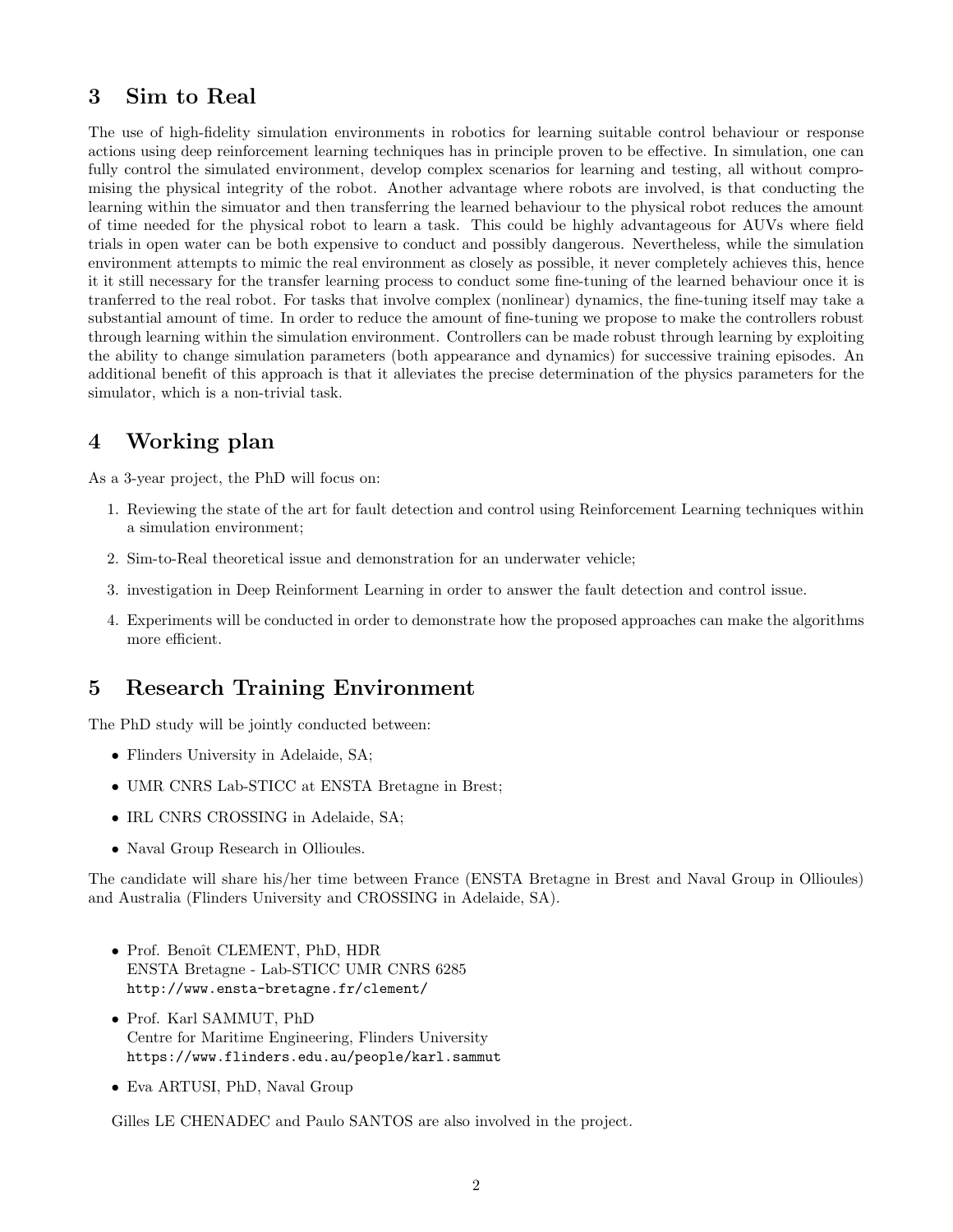## 3 Sim to Real

The use of high-fidelity simulation environments in robotics for learning suitable control behaviour or response actions using deep reinforcement learning techniques has in principle proven to be effective. In simulation, one can fully control the simulated environment, develop complex scenarios for learning and testing, all without compromising the physical integrity of the robot. Another advantage where robots are involved, is that conducting the learning within the simuator and then transferring the learned behaviour to the physical robot reduces the amount of time needed for the physical robot to learn a task. This could be highly advantageous for AUVs where field trials in open water can be both expensive to conduct and possibly dangerous. Nevertheless, while the simulation environment attempts to mimic the real environment as closely as possible, it never completely achieves this, hence it it still necessary for the transfer learning process to conduct some fine-tuning of the learned behaviour once it is tranferred to the real robot. For tasks that involve complex (nonlinear) dynamics, the fine-tuning itself may take a substantial amount of time. In order to reduce the amount of fine-tuning we propose to make the controllers robust through learning within the simulation environment. Controllers can be made robust through learning by exploiting the ability to change simulation parameters (both appearance and dynamics) for successive training episodes. An additional benefit of this approach is that it alleviates the precise determination of the physics parameters for the simulator, which is a non-trivial task.

## 4 Working plan

As a 3-year project, the PhD will focus on:

1. Reviewing the state of the art for fault detection and control using Reinforcement Learning techniques within a simulation environment;
2. Sim-to-Real theoretical issue and demonstration for an underwater vehicle;
3. investigation in Deep Reinforment Learning in order to answer the fault detection and control issue.
4. Experiments will be conducted in order to demonstrate how the proposed approaches can make the algorithms more efficient.

## 5 Research Training Environment

The PhD study will be jointly conducted between:

- Flinders University in Adelaide, SA;
- UMR CNRS Lab-STICC at ENSTA Bretagne in Brest;
- IRL CNRS CROSSING in Adelaide, SA;
- Naval Group Research in Ollioules.

The candidate will share his/her time between France (ENSTA Bretagne in Brest and Naval Group in Ollioules) and Australia (Flinders University and CROSSING in Adelaide, SA).

- Prof. Benoît CLEMENT, PhD, HDR
  ENSTA Bretagne - Lab-STICC UMR CNRS 6285
  `http://www.ensta-bretagne.fr/clement/`
- Prof. Karl SAMMUT, PhD
  Centre for Maritime Engineering, Flinders University
  `https://www.flinders.edu.au/people/karl.sammut`
- Eva ARTUSI, PhD, Naval Group

Gilles LE CHENADEC and Paulo SANTOS are also involved in the project.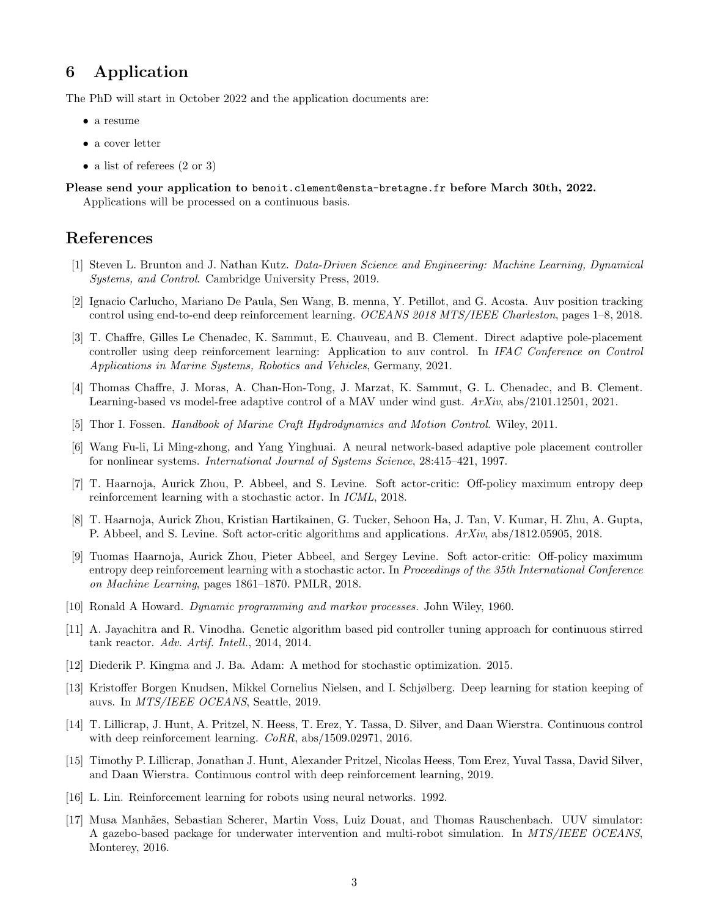## 6 Application

The PhD will start in October 2022 and the application documents are:

- a resume
- a cover letter
- a list of referees (2 or 3)

**Please send your application to** benoit.clement@ensta-bretagne.fr **before March 30th, 2022.**
Applications will be processed on a continuous basis.

## References

[1] Steven L. Brunton and J. Nathan Kutz. *Data-Driven Science and Engineering: Machine Learning, Dynamical Systems, and Control*. Cambridge University Press, 2019.

[2] Ignacio Carlucho, Mariano De Paula, Sen Wang, B. menna, Y. Petillot, and G. Acosta. Auv position tracking control using end-to-end deep reinforcement learning. *OCEANS 2018 MTS/IEEE Charleston*, pages 1–8, 2018.

[3] T. Chaffre, Gilles Le Chenadec, K. Sammut, E. Chauveau, and B. Clement. Direct adaptive pole-placement controller using deep reinforcement learning: Application to auv control. In *IFAC Conference on Control Applications in Marine Systems, Robotics and Vehicles*, Germany, 2021.

[4] Thomas Chaffre, J. Moras, A. Chan-Hon-Tong, J. Marzat, K. Sammut, G. L. Chenadec, and B. Clement. Learning-based vs model-free adaptive control of a MAV under wind gust. *ArXiv*, abs/2101.12501, 2021.

[5] Thor I. Fossen. *Handbook of Marine Craft Hydrodynamics and Motion Control*. Wiley, 2011.

[6] Wang Fu-li, Li Ming-zhong, and Yang Yinghuai. A neural network-based adaptive pole placement controller for nonlinear systems. *International Journal of Systems Science*, 28:415–421, 1997.

[7] T. Haarnoja, Aurick Zhou, P. Abbeel, and S. Levine. Soft actor-critic: Off-policy maximum entropy deep reinforcement learning with a stochastic actor. In *ICML*, 2018.

[8] T. Haarnoja, Aurick Zhou, Kristian Hartikainen, G. Tucker, Sehoon Ha, J. Tan, V. Kumar, H. Zhu, A. Gupta, P. Abbeel, and S. Levine. Soft actor-critic algorithms and applications. *ArXiv*, abs/1812.05905, 2018.

[9] Tuomas Haarnoja, Aurick Zhou, Pieter Abbeel, and Sergey Levine. Soft actor-critic: Off-policy maximum entropy deep reinforcement learning with a stochastic actor. In *Proceedings of the 35th International Conference on Machine Learning*, pages 1861–1870. PMLR, 2018.

[10] Ronald A Howard. *Dynamic programming and markov processes.* John Wiley, 1960.

[11] A. Jayachitra and R. Vinodha. Genetic algorithm based pid controller tuning approach for continuous stirred tank reactor. *Adv. Artif. Intell.*, 2014, 2014.

[12] Diederik P. Kingma and J. Ba. Adam: A method for stochastic optimization. 2015.

[13] Kristoffer Borgen Knudsen, Mikkel Cornelius Nielsen, and I. Schjølberg. Deep learning for station keeping of auvs. In *MTS/IEEE OCEANS*, Seattle, 2019.

[14] T. Lillicrap, J. Hunt, A. Pritzel, N. Heess, T. Erez, Y. Tassa, D. Silver, and Daan Wierstra. Continuous control with deep reinforcement learning. *CoRR*, abs/1509.02971, 2016.

[15] Timothy P. Lillicrap, Jonathan J. Hunt, Alexander Pritzel, Nicolas Heess, Tom Erez, Yuval Tassa, David Silver, and Daan Wierstra. Continuous control with deep reinforcement learning, 2019.

[16] L. Lin. Reinforcement learning for robots using neural networks. 1992.

[17] Musa Manhães, Sebastian Scherer, Martin Voss, Luiz Douat, and Thomas Rauschenbach. UUV simulator: A gazebo-based package for underwater intervention and multi-robot simulation. In *MTS/IEEE OCEANS*, Monterey, 2016.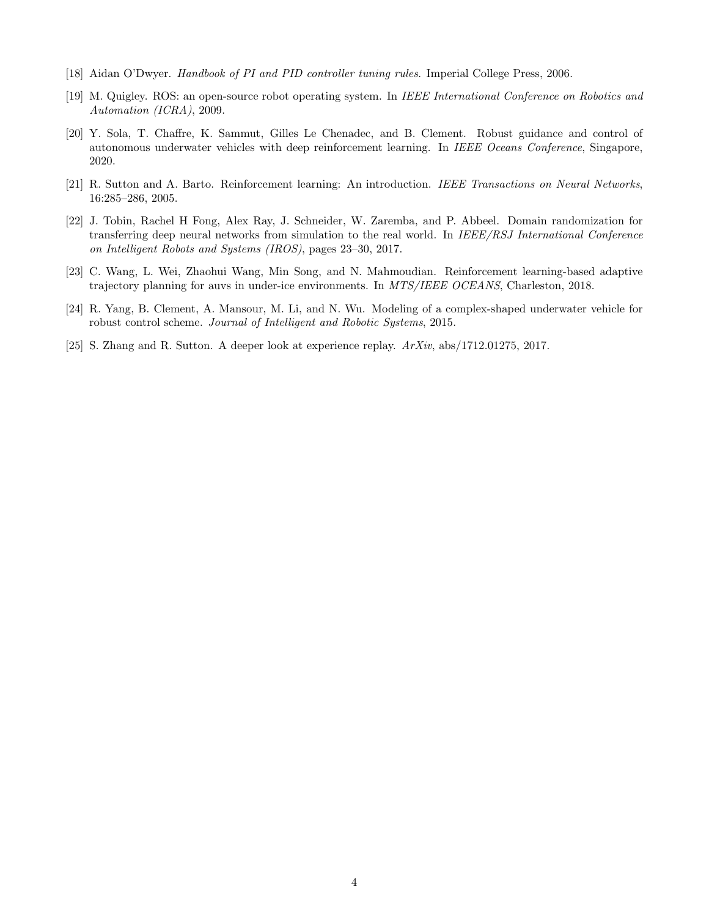[18] Aidan O'Dwyer. *Handbook of PI and PID controller tuning rules*. Imperial College Press, 2006.

[19] M. Quigley. ROS: an open-source robot operating system. In *IEEE International Conference on Robotics and Automation (ICRA)*, 2009.

[20] Y. Sola, T. Chaffre, K. Sammut, Gilles Le Chenadec, and B. Clement. Robust guidance and control of autonomous underwater vehicles with deep reinforcement learning. In *IEEE Oceans Conference*, Singapore, 2020.

[21] R. Sutton and A. Barto. Reinforcement learning: An introduction. *IEEE Transactions on Neural Networks*, 16:285–286, 2005.

[22] J. Tobin, Rachel H Fong, Alex Ray, J. Schneider, W. Zaremba, and P. Abbeel. Domain randomization for transferring deep neural networks from simulation to the real world. In *IEEE/RSJ International Conference on Intelligent Robots and Systems (IROS)*, pages 23–30, 2017.

[23] C. Wang, L. Wei, Zhaohui Wang, Min Song, and N. Mahmoudian. Reinforcement learning-based adaptive trajectory planning for auvs in under-ice environments. In *MTS/IEEE OCEANS*, Charleston, 2018.

[24] R. Yang, B. Clement, A. Mansour, M. Li, and N. Wu. Modeling of a complex-shaped underwater vehicle for robust control scheme. *Journal of Intelligent and Robotic Systems*, 2015.

[25] S. Zhang and R. Sutton. A deeper look at experience replay. *ArXiv*, abs/1712.01275, 2017.